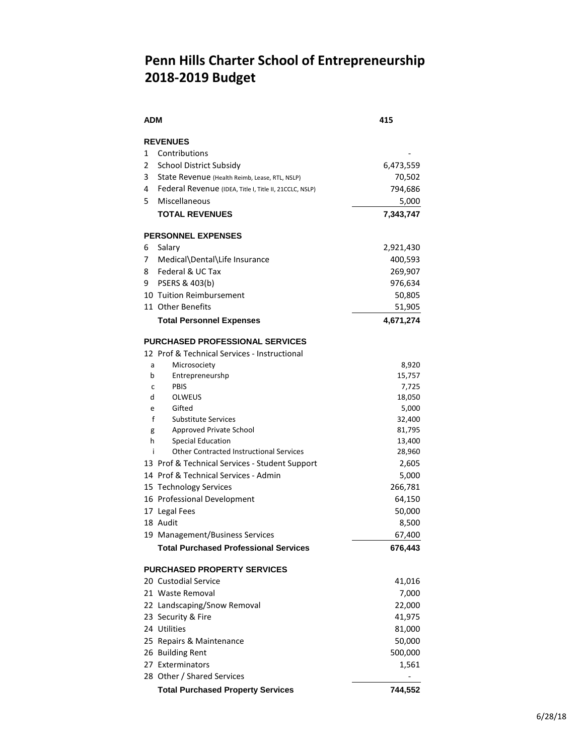# Penn Hills Charter School of Entrepreneurship
# 2018-2019 Budget

| | | |
|---|---|---|
| **ADM** | | **415** |
| **REVENUES** | | |
| 1 | Contributions | - |
| 2 | School District Subsidy | 6,473,559 |
| 3 | State Revenue (Health Reimb, Lease, RTL, NSLP) | 70,502 |
| 4 | Federal Revenue (IDEA, Title I, Title II, 21CCLC, NSLP) | 794,686 |
| 5 | Miscellaneous | 5,000 |
| | **TOTAL REVENUES** | **7,343,747** |
| **PERSONNEL EXPENSES** | | |
| 6 | Salary | 2,921,430 |
| 7 | Medical\Dental\Life Insurance | 400,593 |
| 8 | Federal & UC Tax | 269,907 |
| 9 | PSERS & 403(b) | 976,634 |
| 10 | Tuition Reimbursement | 50,805 |
| 11 | Other Benefits | 51,905 |
| | **Total Personnel Expenses** | **4,671,274** |
| **PURCHASED PROFESSIONAL SERVICES** | | |
| 12 | Prof & Technical Services - Instructional | |
| a | Microsociety | 8,920 |
| b | Entrepreneurshp | 15,757 |
| c | PBIS | 7,725 |
| d | OLWEUS | 18,050 |
| e | Gifted | 5,000 |
| f | Substitute Services | 32,400 |
| g | Approved Private School | 81,795 |
| h | Special Education | 13,400 |
| i | Other Contracted Instructional Services | 28,960 |
| 13 | Prof & Technical Services - Student Support | 2,605 |
| 14 | Prof & Technical Services - Admin | 5,000 |
| 15 | Technology Services | 266,781 |
| 16 | Professional Development | 64,150 |
| 17 | Legal Fees | 50,000 |
| 18 | Audit | 8,500 |
| 19 | Management/Business Services | 67,400 |
| | **Total Purchased Professional Services** | **676,443** |
| **PURCHASED PROPERTY SERVICES** | | |
| 20 | Custodial Service | 41,016 |
| 21 | Waste Removal | 7,000 |
| 22 | Landscaping/Snow Removal | 22,000 |
| 23 | Security & Fire | 41,975 |
| 24 | Utilities | 81,000 |
| 25 | Repairs & Maintenance | 50,000 |
| 26 | Building Rent | 500,000 |
| 27 | Exterminators | 1,561 |
| 28 | Other / Shared Services | - |
| | **Total Purchased Property Services** | **744,552** |

6/28/18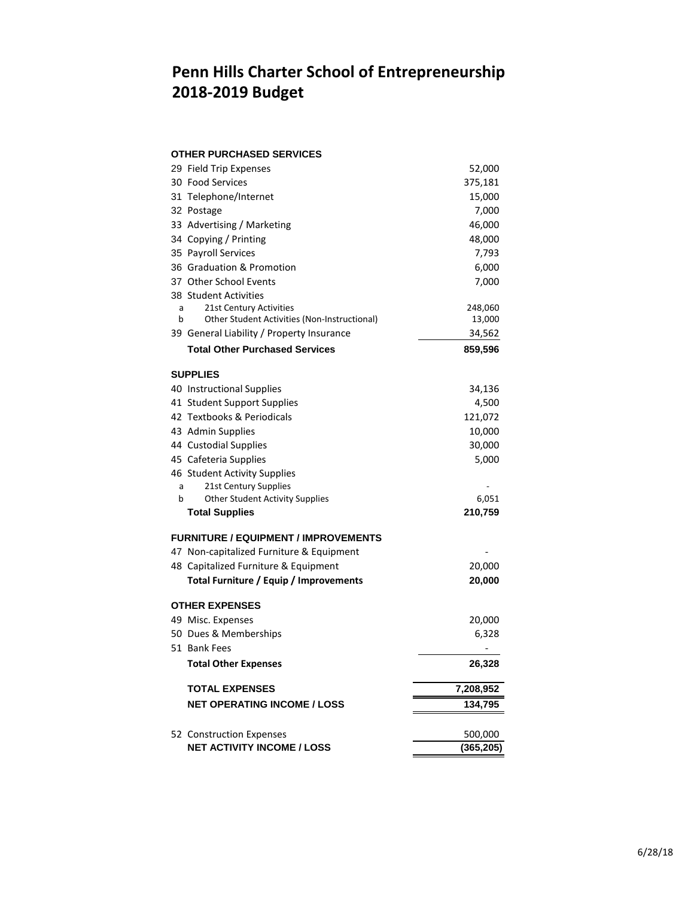# Penn Hills Charter School of Entrepreneurship
# 2018-2019 Budget

| | | |
|---|---|---|
| **OTHER PURCHASED SERVICES** | | |
| 29 | Field Trip Expenses | 52,000 |
| 30 | Food Services | 375,181 |
| 31 | Telephone/Internet | 15,000 |
| 32 | Postage | 7,000 |
| 33 | Advertising / Marketing | 46,000 |
| 34 | Copying / Printing | 48,000 |
| 35 | Payroll Services | 7,793 |
| 36 | Graduation & Promotion | 6,000 |
| 37 | Other School Events | 7,000 |
| 38 | Student Activities | |
| a | 21st Century Activities | 248,060 |
| b | Other Student Activities (Non-Instructional) | 13,000 |
| 39 | General Liability / Property Insurance | 34,562 |
| | **Total Other Purchased Services** | **859,596** |
| **SUPPLIES** | | |
| 40 | Instructional Supplies | 34,136 |
| 41 | Student Support Supplies | 4,500 |
| 42 | Textbooks & Periodicals | 121,072 |
| 43 | Admin Supplies | 10,000 |
| 44 | Custodial Supplies | 30,000 |
| 45 | Cafeteria Supplies | 5,000 |
| 46 | Student Activity Supplies | |
| a | 21st Century Supplies | - |
| b | Other Student Activity Supplies | 6,051 |
| | **Total Supplies** | **210,759** |
| **FURNITURE / EQUIPMENT / IMPROVEMENTS** | | |
| 47 | Non-capitalized Furniture & Equipment | - |
| 48 | Capitalized Furniture & Equipment | 20,000 |
| | **Total Furniture / Equip / Improvements** | **20,000** |
| **OTHER EXPENSES** | | |
| 49 | Misc. Expenses | 20,000 |
| 50 | Dues & Memberships | 6,328 |
| 51 | Bank Fees | - |
| | **Total Other Expenses** | **26,328** |
| | **TOTAL EXPENSES** | **7,208,952** |
| | **NET OPERATING INCOME / LOSS** | **134,795** |
| 52 | Construction Expenses | 500,000 |
| | **NET ACTIVITY INCOME / LOSS** | **(365,205)** |

6/28/18